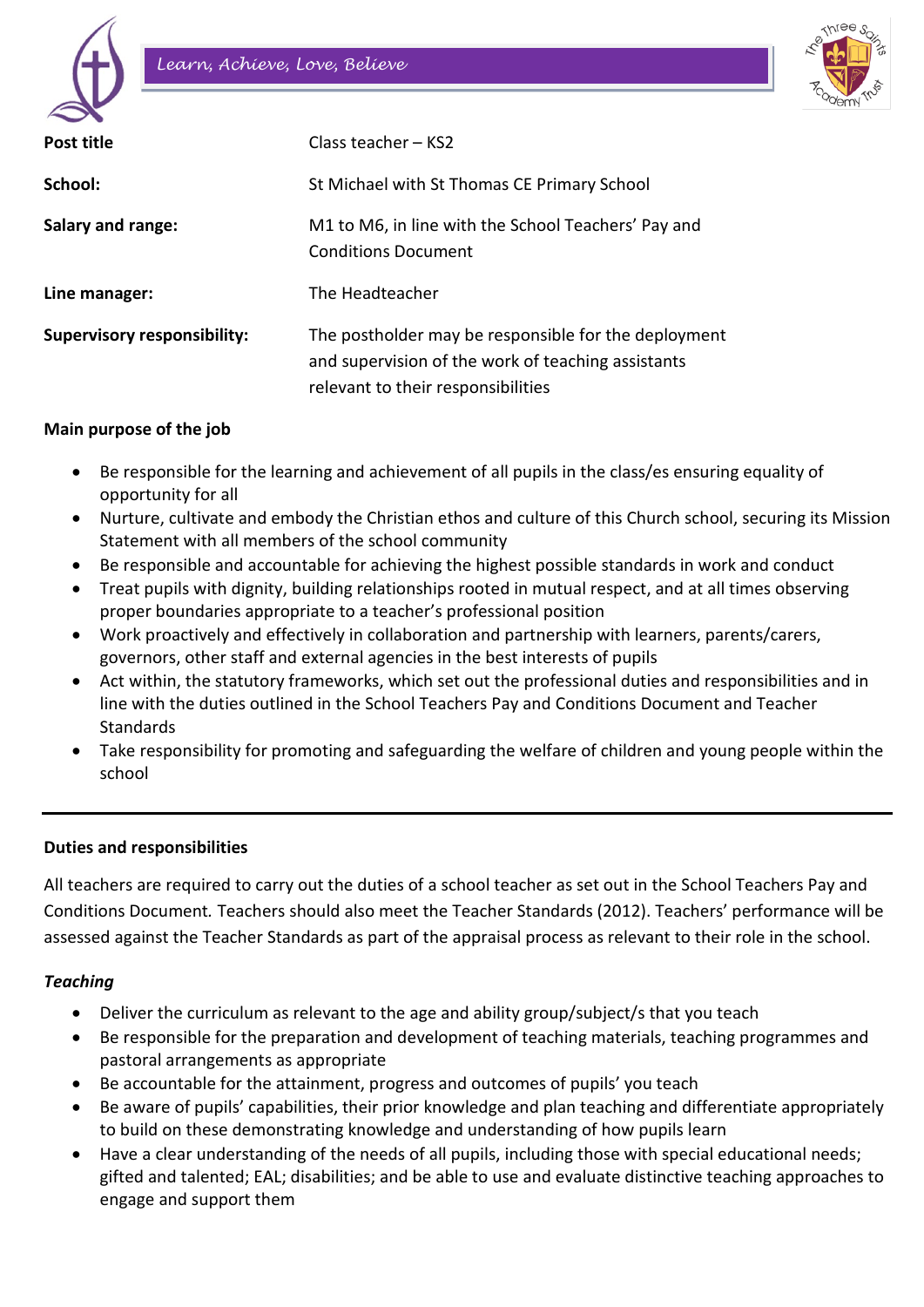*Learn, Achieve, Love, Believe*

| | |
|---|---|
| **Post title** | Class teacher – KS2 |
| **School:** | St Michael with St Thomas CE Primary School |
| **Salary and range:** | M1 to M6, in line with the School Teachers' Pay and Conditions Document |
| **Line manager:** | The Headteacher |
| **Supervisory responsibility:** | The postholder may be responsible for the deployment and supervision of the work of teaching assistants relevant to their responsibilities |

**Main purpose of the job**

- Be responsible for the learning and achievement of all pupils in the class/es ensuring equality of opportunity for all
- Nurture, cultivate and embody the Christian ethos and culture of this Church school, securing its Mission Statement with all members of the school community
- Be responsible and accountable for achieving the highest possible standards in work and conduct
- Treat pupils with dignity, building relationships rooted in mutual respect, and at all times observing proper boundaries appropriate to a teacher's professional position
- Work proactively and effectively in collaboration and partnership with learners, parents/carers, governors, other staff and external agencies in the best interests of pupils
- Act within, the statutory frameworks, which set out the professional duties and responsibilities and in line with the duties outlined in the School Teachers Pay and Conditions Document and Teacher Standards
- Take responsibility for promoting and safeguarding the welfare of children and young people within the school

---

**Duties and responsibilities**

All teachers are required to carry out the duties of a school teacher as set out in the School Teachers Pay and Conditions Document. Teachers should also meet the Teacher Standards (2012). Teachers' performance will be assessed against the Teacher Standards as part of the appraisal process as relevant to their role in the school.

***Teaching***

- Deliver the curriculum as relevant to the age and ability group/subject/s that you teach
- Be responsible for the preparation and development of teaching materials, teaching programmes and pastoral arrangements as appropriate
- Be accountable for the attainment, progress and outcomes of pupils' you teach
- Be aware of pupils' capabilities, their prior knowledge and plan teaching and differentiate appropriately to build on these demonstrating knowledge and understanding of how pupils learn
- Have a clear understanding of the needs of all pupils, including those with special educational needs; gifted and talented; EAL; disabilities; and be able to use and evaluate distinctive teaching approaches to engage and support them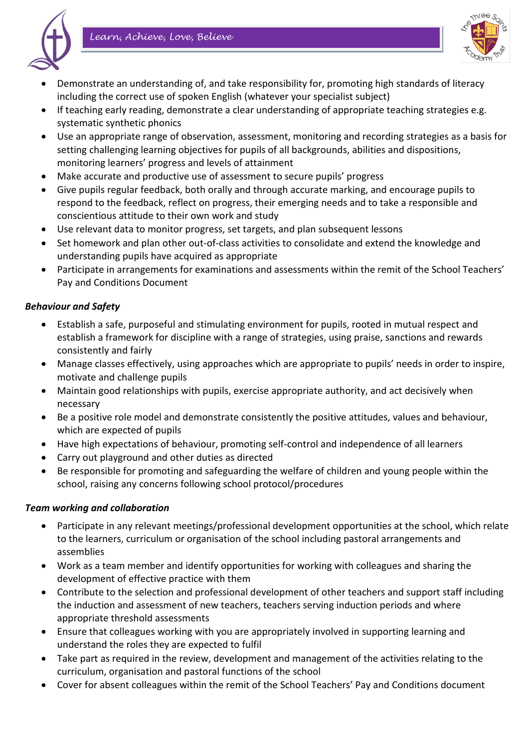- Demonstrate an understanding of, and take responsibility for, promoting high standards of literacy including the correct use of spoken English (whatever your specialist subject)
- If teaching early reading, demonstrate a clear understanding of appropriate teaching strategies e.g. systematic synthetic phonics
- Use an appropriate range of observation, assessment, monitoring and recording strategies as a basis for setting challenging learning objectives for pupils of all backgrounds, abilities and dispositions, monitoring learners' progress and levels of attainment
- Make accurate and productive use of assessment to secure pupils' progress
- Give pupils regular feedback, both orally and through accurate marking, and encourage pupils to respond to the feedback, reflect on progress, their emerging needs and to take a responsible and conscientious attitude to their own work and study
- Use relevant data to monitor progress, set targets, and plan subsequent lessons
- Set homework and plan other out-of-class activities to consolidate and extend the knowledge and understanding pupils have acquired as appropriate
- Participate in arrangements for examinations and assessments within the remit of the School Teachers' Pay and Conditions Document

***Behaviour and Safety***

- Establish a safe, purposeful and stimulating environment for pupils, rooted in mutual respect and establish a framework for discipline with a range of strategies, using praise, sanctions and rewards consistently and fairly
- Manage classes effectively, using approaches which are appropriate to pupils' needs in order to inspire, motivate and challenge pupils
- Maintain good relationships with pupils, exercise appropriate authority, and act decisively when necessary
- Be a positive role model and demonstrate consistently the positive attitudes, values and behaviour, which are expected of pupils
- Have high expectations of behaviour, promoting self-control and independence of all learners
- Carry out playground and other duties as directed
- Be responsible for promoting and safeguarding the welfare of children and young people within the school, raising any concerns following school protocol/procedures

***Team working and collaboration***

- Participate in any relevant meetings/professional development opportunities at the school, which relate to the learners, curriculum or organisation of the school including pastoral arrangements and assemblies
- Work as a team member and identify opportunities for working with colleagues and sharing the development of effective practice with them
- Contribute to the selection and professional development of other teachers and support staff including the induction and assessment of new teachers, teachers serving induction periods and where appropriate threshold assessments
- Ensure that colleagues working with you are appropriately involved in supporting learning and understand the roles they are expected to fulfil
- Take part as required in the review, development and management of the activities relating to the curriculum, organisation and pastoral functions of the school
- Cover for absent colleagues within the remit of the School Teachers' Pay and Conditions document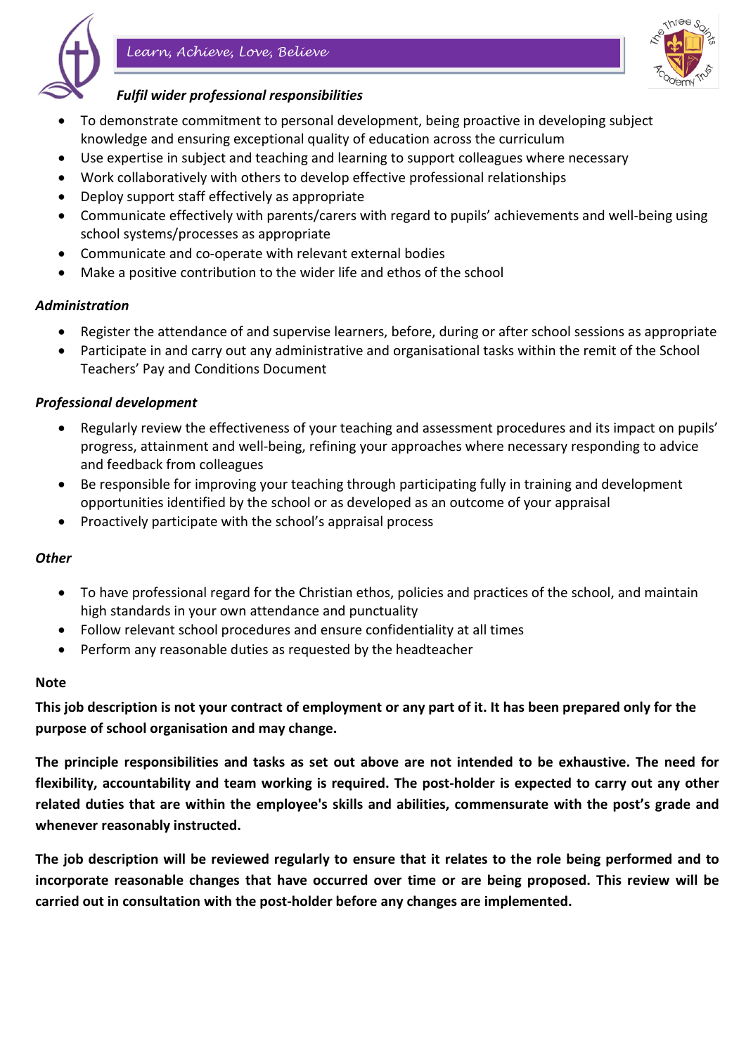*Fulfil wider professional responsibilities*

- To demonstrate commitment to personal development, being proactive in developing subject knowledge and ensuring exceptional quality of education across the curriculum
- Use expertise in subject and teaching and learning to support colleagues where necessary
- Work collaboratively with others to develop effective professional relationships
- Deploy support staff effectively as appropriate
- Communicate effectively with parents/carers with regard to pupils' achievements and well-being using school systems/processes as appropriate
- Communicate and co-operate with relevant external bodies
- Make a positive contribution to the wider life and ethos of the school

***Administration***

- Register the attendance of and supervise learners, before, during or after school sessions as appropriate
- Participate in and carry out any administrative and organisational tasks within the remit of the School Teachers' Pay and Conditions Document

***Professional development***

- Regularly review the effectiveness of your teaching and assessment procedures and its impact on pupils' progress, attainment and well-being, refining your approaches where necessary responding to advice and feedback from colleagues
- Be responsible for improving your teaching through participating fully in training and development opportunities identified by the school or as developed as an outcome of your appraisal
- Proactively participate with the school's appraisal process

***Other***

- To have professional regard for the Christian ethos, policies and practices of the school, and maintain high standards in your own attendance and punctuality
- Follow relevant school procedures and ensure confidentiality at all times
- Perform any reasonable duties as requested by the headteacher

**Note**

**This job description is not your contract of employment or any part of it. It has been prepared only for the purpose of school organisation and may change.**

**The principle responsibilities and tasks as set out above are not intended to be exhaustive. The need for flexibility, accountability and team working is required. The post-holder is expected to carry out any other related duties that are within the employee's skills and abilities, commensurate with the post's grade and whenever reasonably instructed.**

**The job description will be reviewed regularly to ensure that it relates to the role being performed and to incorporate reasonable changes that have occurred over time or are being proposed. This review will be carried out in consultation with the post-holder before any changes are implemented.**